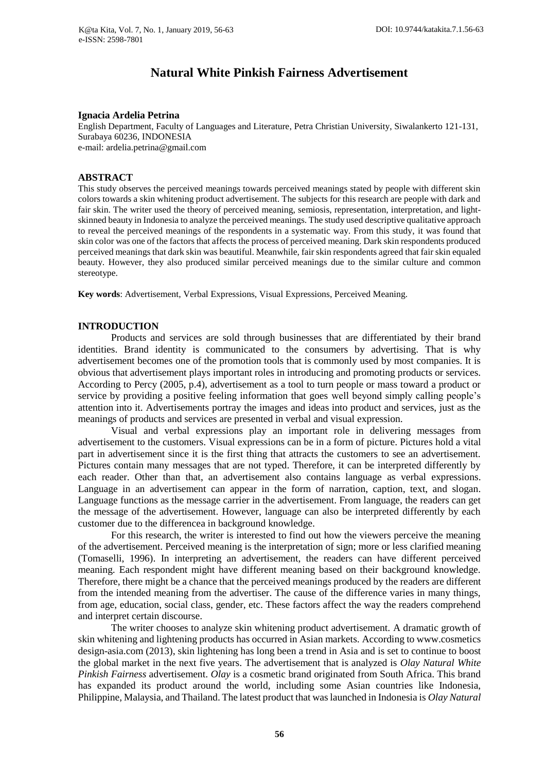# Natural White Pinkish Fairness Advertisement

**Ignacia Ardelia Petrina**

English Department, Faculty of Languages and Literature, Petra Christian University, Siwalankerto 121-131, Surabaya 60236, INDONESIA
e-mail: ardelia.petrina@gmail.com

## ABSTRACT

This study observes the perceived meanings towards perceived meanings stated by people with different skin colors towards a skin whitening product advertisement. The subjects for this research are people with dark and fair skin. The writer used the theory of perceived meaning, semiosis, representation, interpretation, and light-skinned beauty in Indonesia to analyze the perceived meanings. The study used descriptive qualitative approach to reveal the perceived meanings of the respondents in a systematic way. From this study, it was found that skin color was one of the factors that affects the process of perceived meaning. Dark skin respondents produced perceived meanings that dark skin was beautiful. Meanwhile, fair skin respondents agreed that fair skin equaled beauty. However, they also produced similar perceived meanings due to the similar culture and common stereotype.

**Key words**: Advertisement, Verbal Expressions, Visual Expressions, Perceived Meaning.

## INTRODUCTION

Products and services are sold through businesses that are differentiated by their brand identities. Brand identity is communicated to the consumers by advertising. That is why advertisement becomes one of the promotion tools that is commonly used by most companies. It is obvious that advertisement plays important roles in introducing and promoting products or services. According to Percy (2005, p.4), advertisement as a tool to turn people or mass toward a product or service by providing a positive feeling information that goes well beyond simply calling people's attention into it. Advertisements portray the images and ideas into product and services, just as the meanings of products and services are presented in verbal and visual expression.

Visual and verbal expressions play an important role in delivering messages from advertisement to the customers. Visual expressions can be in a form of picture. Pictures hold a vital part in advertisement since it is the first thing that attracts the customers to see an advertisement. Pictures contain many messages that are not typed. Therefore, it can be interpreted differently by each reader. Other than that, an advertisement also contains language as verbal expressions. Language in an advertisement can appear in the form of narration, caption, text, and slogan. Language functions as the message carrier in the advertisement. From language, the readers can get the message of the advertisement. However, language can also be interpreted differently by each customer due to the differencea in background knowledge.

For this research, the writer is interested to find out how the viewers perceive the meaning of the advertisement. Perceived meaning is the interpretation of sign; more or less clarified meaning (Tomaselli, 1996). In interpreting an advertisement, the readers can have different perceived meaning. Each respondent might have different meaning based on their background knowledge. Therefore, there might be a chance that the perceived meanings produced by the readers are different from the intended meaning from the advertiser. The cause of the difference varies in many things, from age, education, social class, gender, etc. These factors affect the way the readers comprehend and interpret certain discourse.

The writer chooses to analyze skin whitening product advertisement. A dramatic growth of skin whitening and lightening products has occurred in Asian markets. According to www.cosmetics design-asia.com (2013), skin lightening has long been a trend in Asia and is set to continue to boost the global market in the next five years. The advertisement that is analyzed is *Olay Natural White Pinkish Fairness* advertisement. *Olay* is a cosmetic brand originated from South Africa. This brand has expanded its product around the world, including some Asian countries like Indonesia, Philippine, Malaysia, and Thailand. The latest product that was launched in Indonesia is *Olay Natural*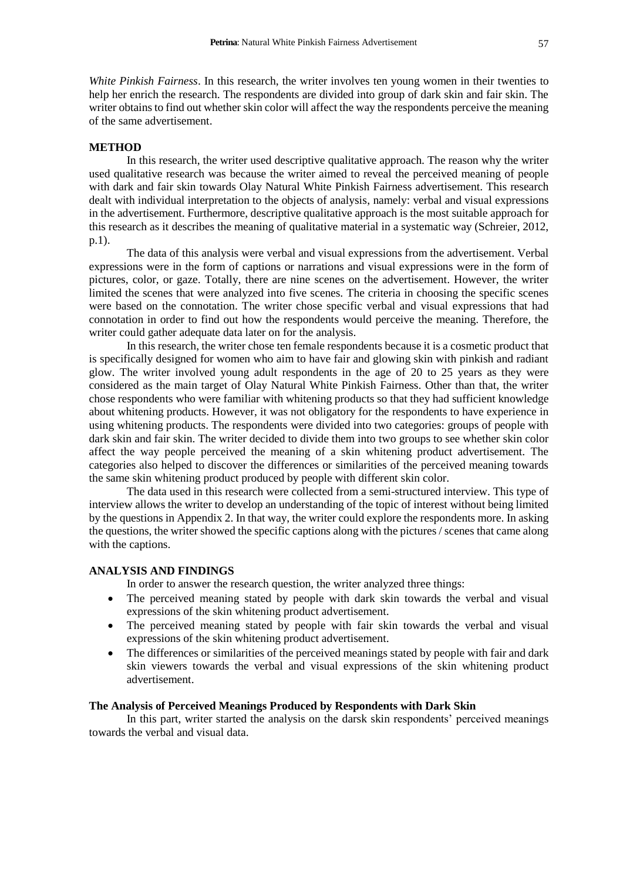*White Pinkish Fairness*. In this research, the writer involves ten young women in their twenties to help her enrich the research. The respondents are divided into group of dark skin and fair skin. The writer obtains to find out whether skin color will affect the way the respondents perceive the meaning of the same advertisement.

## METHOD

In this research, the writer used descriptive qualitative approach. The reason why the writer used qualitative research was because the writer aimed to reveal the perceived meaning of people with dark and fair skin towards Olay Natural White Pinkish Fairness advertisement. This research dealt with individual interpretation to the objects of analysis, namely: verbal and visual expressions in the advertisement. Furthermore, descriptive qualitative approach is the most suitable approach for this research as it describes the meaning of qualitative material in a systematic way (Schreier, 2012, p.1).

The data of this analysis were verbal and visual expressions from the advertisement. Verbal expressions were in the form of captions or narrations and visual expressions were in the form of pictures, color, or gaze. Totally, there are nine scenes on the advertisement. However, the writer limited the scenes that were analyzed into five scenes. The criteria in choosing the specific scenes were based on the connotation. The writer chose specific verbal and visual expressions that had connotation in order to find out how the respondents would perceive the meaning. Therefore, the writer could gather adequate data later on for the analysis.

In this research, the writer chose ten female respondents because it is a cosmetic product that is specifically designed for women who aim to have fair and glowing skin with pinkish and radiant glow. The writer involved young adult respondents in the age of 20 to 25 years as they were considered as the main target of Olay Natural White Pinkish Fairness. Other than that, the writer chose respondents who were familiar with whitening products so that they had sufficient knowledge about whitening products. However, it was not obligatory for the respondents to have experience in using whitening products. The respondents were divided into two categories: groups of people with dark skin and fair skin. The writer decided to divide them into two groups to see whether skin color affect the way people perceived the meaning of a skin whitening product advertisement. The categories also helped to discover the differences or similarities of the perceived meaning towards the same skin whitening product produced by people with different skin color.

The data used in this research were collected from a semi-structured interview. This type of interview allows the writer to develop an understanding of the topic of interest without being limited by the questions in Appendix 2. In that way, the writer could explore the respondents more. In asking the questions, the writer showed the specific captions along with the pictures / scenes that came along with the captions.

## ANALYSIS AND FINDINGS

In order to answer the research question, the writer analyzed three things:

- The perceived meaning stated by people with dark skin towards the verbal and visual expressions of the skin whitening product advertisement.
- The perceived meaning stated by people with fair skin towards the verbal and visual expressions of the skin whitening product advertisement.
- The differences or similarities of the perceived meanings stated by people with fair and dark skin viewers towards the verbal and visual expressions of the skin whitening product advertisement.

### The Analysis of Perceived Meanings Produced by Respondents with Dark Skin

In this part, writer started the analysis on the darsk skin respondents' perceived meanings towards the verbal and visual data.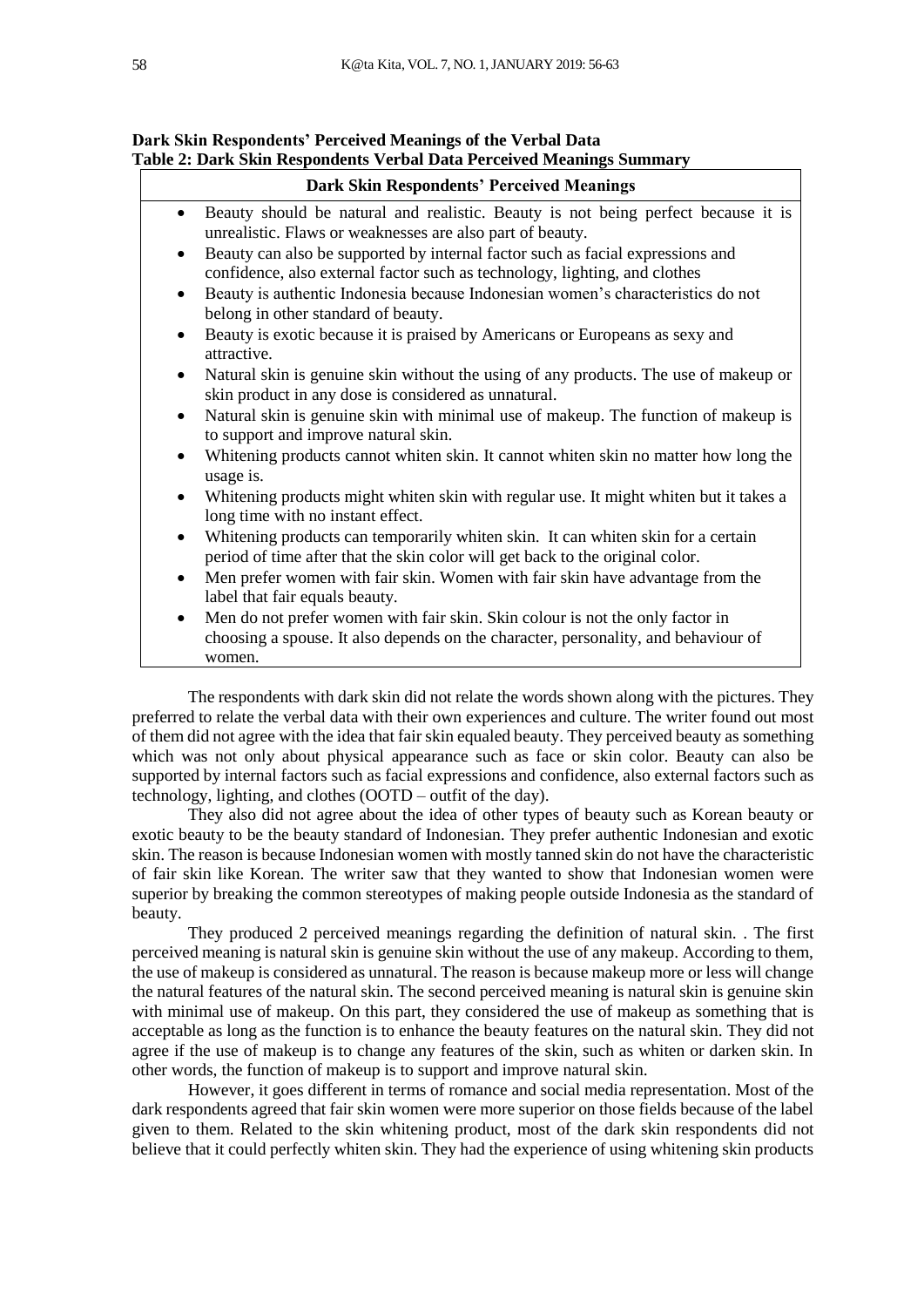**Dark Skin Respondents' Perceived Meanings of the Verbal Data**
**Table 2: Dark Skin Respondents Verbal Data Perceived Meanings Summary**

| Dark Skin Respondents' Perceived Meanings |
| --- |
| • Beauty should be natural and realistic. Beauty is not being perfect because it is unrealistic. Flaws or weaknesses are also part of beauty.<br>• Beauty can also be supported by internal factor such as facial expressions and confidence, also external factor such as technology, lighting, and clothes<br>• Beauty is authentic Indonesia because Indonesian women's characteristics do not belong in other standard of beauty.<br>• Beauty is exotic because it is praised by Americans or Europeans as sexy and attractive.<br>• Natural skin is genuine skin without the using of any products. The use of makeup or skin product in any dose is considered as unnatural.<br>• Natural skin is genuine skin with minimal use of makeup. The function of makeup is to support and improve natural skin.<br>• Whitening products cannot whiten skin. It cannot whiten skin no matter how long the usage is.<br>• Whitening products might whiten skin with regular use. It might whiten but it takes a long time with no instant effect.<br>• Whitening products can temporarily whiten skin. It can whiten skin for a certain period of time after that the skin color will get back to the original color.<br>• Men prefer women with fair skin. Women with fair skin have advantage from the label that fair equals beauty.<br>• Men do not prefer women with fair skin. Skin colour is not the only factor in choosing a spouse. It also depends on the character, personality, and behaviour of women. |

The respondents with dark skin did not relate the words shown along with the pictures. They preferred to relate the verbal data with their own experiences and culture. The writer found out most of them did not agree with the idea that fair skin equaled beauty. They perceived beauty as something which was not only about physical appearance such as face or skin color. Beauty can also be supported by internal factors such as facial expressions and confidence, also external factors such as technology, lighting, and clothes (OOTD – outfit of the day).

They also did not agree about the idea of other types of beauty such as Korean beauty or exotic beauty to be the beauty standard of Indonesian. They prefer authentic Indonesian and exotic skin. The reason is because Indonesian women with mostly tanned skin do not have the characteristic of fair skin like Korean. The writer saw that they wanted to show that Indonesian women were superior by breaking the common stereotypes of making people outside Indonesia as the standard of beauty.

They produced 2 perceived meanings regarding the definition of natural skin. . The first perceived meaning is natural skin is genuine skin without the use of any makeup. According to them, the use of makeup is considered as unnatural. The reason is because makeup more or less will change the natural features of the natural skin. The second perceived meaning is natural skin is genuine skin with minimal use of makeup. On this part, they considered the use of makeup as something that is acceptable as long as the function is to enhance the beauty features on the natural skin. They did not agree if the use of makeup is to change any features of the skin, such as whiten or darken skin. In other words, the function of makeup is to support and improve natural skin.

However, it goes different in terms of romance and social media representation. Most of the dark respondents agreed that fair skin women were more superior on those fields because of the label given to them. Related to the skin whitening product, most of the dark skin respondents did not believe that it could perfectly whiten skin. They had the experience of using whitening skin products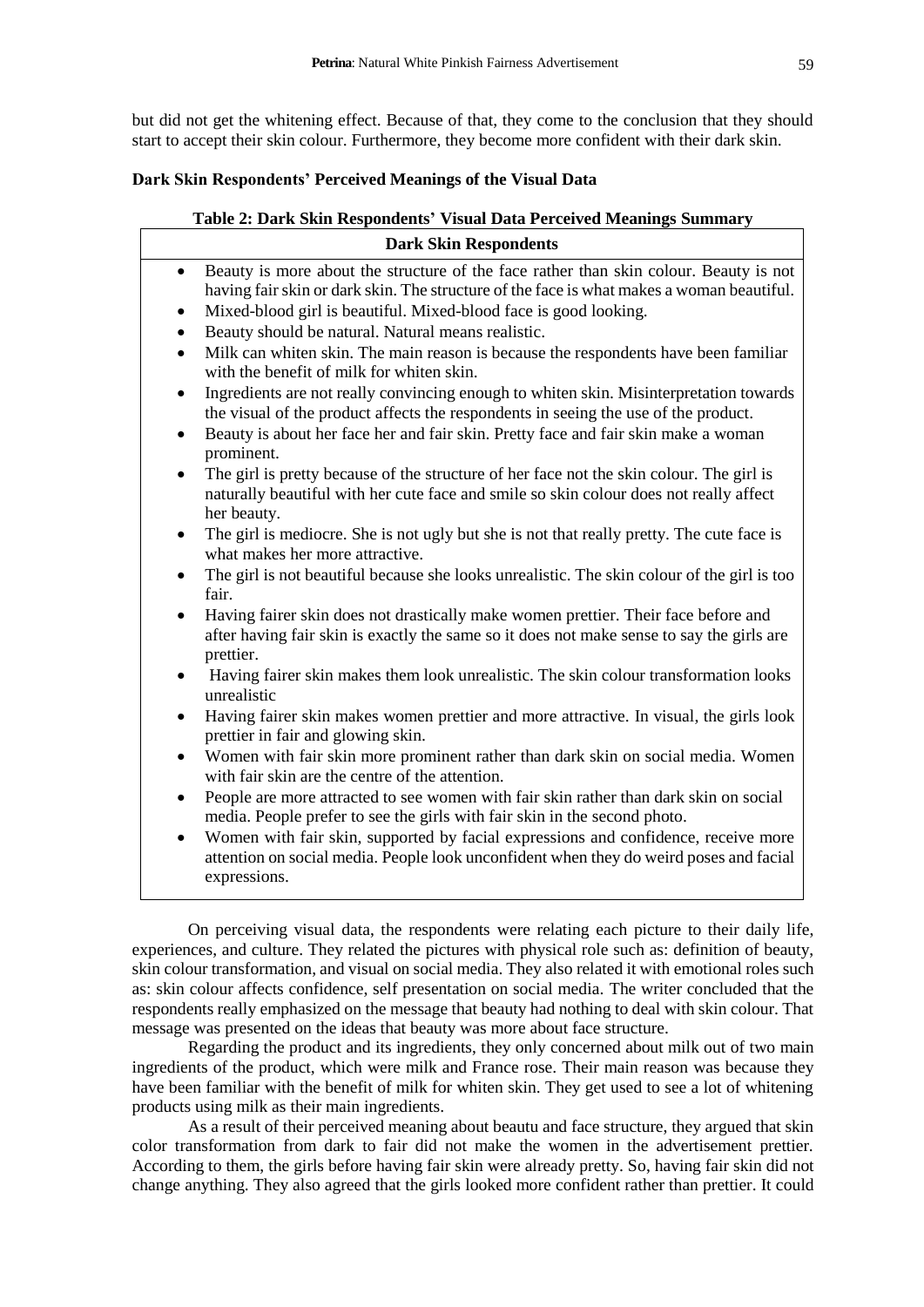but did not get the whitening effect. Because of that, they come to the conclusion that they should start to accept their skin colour. Furthermore, they become more confident with their dark skin.

**Dark Skin Respondents' Perceived Meanings of the Visual Data**

**Table 2: Dark Skin Respondents' Visual Data Perceived Meanings Summary**

| Dark Skin Respondents |
|---|
| • Beauty is more about the structure of the face rather than skin colour. Beauty is not having fair skin or dark skin. The structure of the face is what makes a woman beautiful.<br>• Mixed-blood girl is beautiful. Mixed-blood face is good looking.<br>• Beauty should be natural. Natural means realistic.<br>• Milk can whiten skin. The main reason is because the respondents have been familiar with the benefit of milk for whiten skin.<br>• Ingredients are not really convincing enough to whiten skin. Misinterpretation towards the visual of the product affects the respondents in seeing the use of the product.<br>• Beauty is about her face her and fair skin. Pretty face and fair skin make a woman prominent.<br>• The girl is pretty because of the structure of her face not the skin colour. The girl is naturally beautiful with her cute face and smile so skin colour does not really affect her beauty.<br>• The girl is mediocre. She is not ugly but she is not that really pretty. The cute face is what makes her more attractive.<br>• The girl is not beautiful because she looks unrealistic. The skin colour of the girl is too fair.<br>• Having fairer skin does not drastically make women prettier. Their face before and after having fair skin is exactly the same so it does not make sense to say the girls are prettier.<br>• Having fairer skin makes them look unrealistic. The skin colour transformation looks unrealistic<br>• Having fairer skin makes women prettier and more attractive. In visual, the girls look prettier in fair and glowing skin.<br>• Women with fair skin more prominent rather than dark skin on social media. Women with fair skin are the centre of the attention.<br>• People are more attracted to see women with fair skin rather than dark skin on social media. People prefer to see the girls with fair skin in the second photo.<br>• Women with fair skin, supported by facial expressions and confidence, receive more attention on social media. People look unconfident when they do weird poses and facial expressions. |

On perceiving visual data, the respondents were relating each picture to their daily life, experiences, and culture. They related the pictures with physical role such as: definition of beauty, skin colour transformation, and visual on social media. They also related it with emotional roles such as: skin colour affects confidence, self presentation on social media. The writer concluded that the respondents really emphasized on the message that beauty had nothing to deal with skin colour. That message was presented on the ideas that beauty was more about face structure.

Regarding the product and its ingredients, they only concerned about milk out of two main ingredients of the product, which were milk and France rose. Their main reason was because they have been familiar with the benefit of milk for whiten skin. They get used to see a lot of whitening products using milk as their main ingredients.

As a result of their perceived meaning about beautu and face structure, they argued that skin color transformation from dark to fair did not make the women in the advertisement prettier. According to them, the girls before having fair skin were already pretty. So, having fair skin did not change anything. They also agreed that the girls looked more confident rather than prettier. It could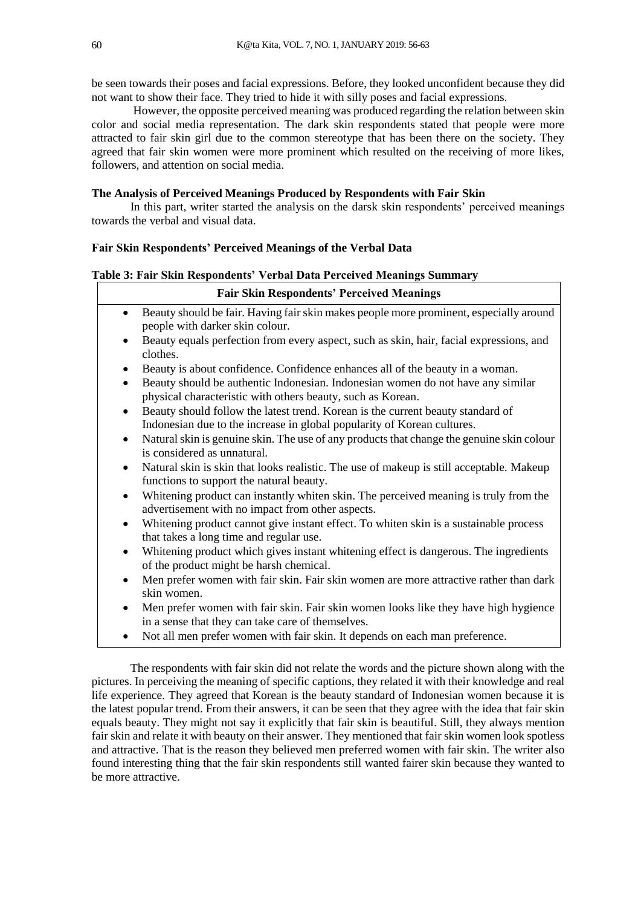be seen towards their poses and facial expressions. Before, they looked unconfident because they did not want to show their face. They tried to hide it with silly poses and facial expressions.

However, the opposite perceived meaning was produced regarding the relation between skin color and social media representation. The dark skin respondents stated that people were more attracted to fair skin girl due to the common stereotype that has been there on the society. They agreed that fair skin women were more prominent which resulted on the receiving of more likes, followers, and attention on social media.

### The Analysis of Perceived Meanings Produced by Respondents with Fair Skin

In this part, writer started the analysis on the darsk skin respondents' perceived meanings towards the verbal and visual data.

#### Fair Skin Respondents' Perceived Meanings of the Verbal Data

**Table 3: Fair Skin Respondents' Verbal Data Perceived Meanings Summary**

| Fair Skin Respondents' Perceived Meanings |
| --- |
| • Beauty should be fair. Having fair skin makes people more prominent, especially around people with darker skin colour.<br>• Beauty equals perfection from every aspect, such as skin, hair, facial expressions, and clothes.<br>• Beauty is about confidence. Confidence enhances all of the beauty in a woman.<br>• Beauty should be authentic Indonesian. Indonesian women do not have any similar physical characteristic with others beauty, such as Korean.<br>• Beauty should follow the latest trend. Korean is the current beauty standard of Indonesian due to the increase in global popularity of Korean cultures.<br>• Natural skin is genuine skin. The use of any products that change the genuine skin colour is considered as unnatural.<br>• Natural skin is skin that looks realistic. The use of makeup is still acceptable. Makeup functions to support the natural beauty.<br>• Whitening product can instantly whiten skin. The perceived meaning is truly from the advertisement with no impact from other aspects.<br>• Whitening product cannot give instant effect. To whiten skin is a sustainable process that takes a long time and regular use.<br>• Whitening product which gives instant whitening effect is dangerous. The ingredients of the product might be harsh chemical.<br>• Men prefer women with fair skin. Fair skin women are more attractive rather than dark skin women.<br>• Men prefer women with fair skin. Fair skin women looks like they have high hygience in a sense that they can take care of themselves.<br>• Not all men prefer women with fair skin. It depends on each man preference. |

The respondents with fair skin did not relate the words and the picture shown along with the pictures. In perceiving the meaning of specific captions, they related it with their knowledge and real life experience. They agreed that Korean is the beauty standard of Indonesian women because it is the latest popular trend. From their answers, it can be seen that they agree with the idea that fair skin equals beauty. They might not say it explicitly that fair skin is beautiful. Still, they always mention fair skin and relate it with beauty on their answer. They mentioned that fair skin women look spotless and attractive. That is the reason they believed men preferred women with fair skin. The writer also found interesting thing that the fair skin respondents still wanted fairer skin because they wanted to be more attractive.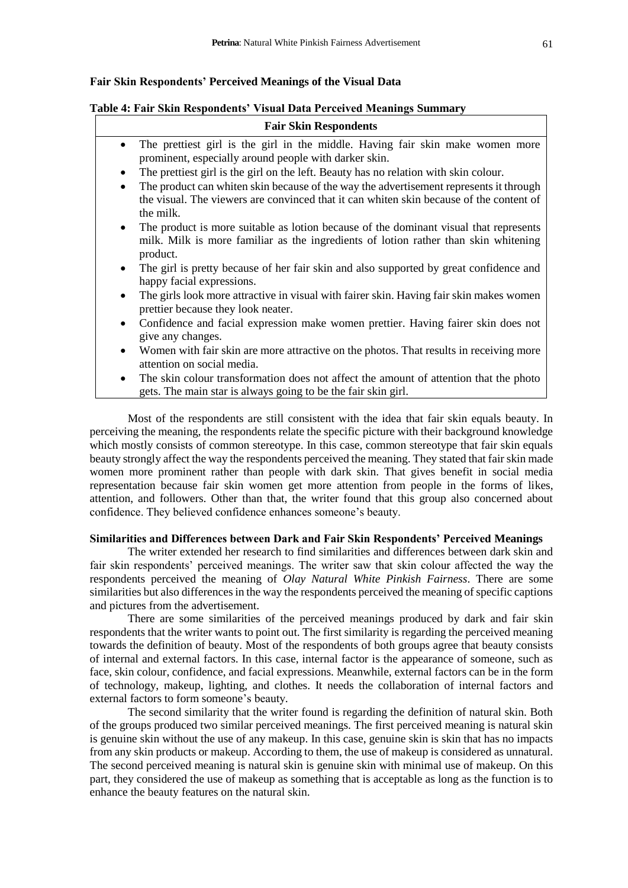**Fair Skin Respondents' Perceived Meanings of the Visual Data**

**Table 4: Fair Skin Respondents' Visual Data Perceived Meanings Summary**

| Fair Skin Respondents |
| --- |
| • The prettiest girl is the girl in the middle. Having fair skin make women more prominent, especially around people with darker skin.<br>• The prettiest girl is the girl on the left. Beauty has no relation with skin colour.<br>• The product can whiten skin because of the way the advertisement represents it through the visual. The viewers are convinced that it can whiten skin because of the content of the milk.<br>• The product is more suitable as lotion because of the dominant visual that represents milk. Milk is more familiar as the ingredients of lotion rather than skin whitening product.<br>• The girl is pretty because of her fair skin and also supported by great confidence and happy facial expressions.<br>• The girls look more attractive in visual with fairer skin. Having fair skin makes women prettier because they look neater.<br>• Confidence and facial expression make women prettier. Having fairer skin does not give any changes.<br>• Women with fair skin are more attractive on the photos. That results in receiving more attention on social media.<br>• The skin colour transformation does not affect the amount of attention that the photo gets. The main star is always going to be the fair skin girl. |

Most of the respondents are still consistent with the idea that fair skin equals beauty. In perceiving the meaning, the respondents relate the specific picture with their background knowledge which mostly consists of common stereotype. In this case, common stereotype that fair skin equals beauty strongly affect the way the respondents perceived the meaning. They stated that fair skin made women more prominent rather than people with dark skin. That gives benefit in social media representation because fair skin women get more attention from people in the forms of likes, attention, and followers. Other than that, the writer found that this group also concerned about confidence. They believed confidence enhances someone's beauty.

**Similarities and Differences between Dark and Fair Skin Respondents' Perceived Meanings**

The writer extended her research to find similarities and differences between dark skin and fair skin respondents' perceived meanings. The writer saw that skin colour affected the way the respondents perceived the meaning of *Olay Natural White Pinkish Fairness*. There are some similarities but also differences in the way the respondents perceived the meaning of specific captions and pictures from the advertisement.

There are some similarities of the perceived meanings produced by dark and fair skin respondents that the writer wants to point out. The first similarity is regarding the perceived meaning towards the definition of beauty. Most of the respondents of both groups agree that beauty consists of internal and external factors. In this case, internal factor is the appearance of someone, such as face, skin colour, confidence, and facial expressions. Meanwhile, external factors can be in the form of technology, makeup, lighting, and clothes. It needs the collaboration of internal factors and external factors to form someone's beauty.

The second similarity that the writer found is regarding the definition of natural skin. Both of the groups produced two similar perceived meanings. The first perceived meaning is natural skin is genuine skin without the use of any makeup. In this case, genuine skin is skin that has no impacts from any skin products or makeup. According to them, the use of makeup is considered as unnatural. The second perceived meaning is natural skin is genuine skin with minimal use of makeup. On this part, they considered the use of makeup as something that is acceptable as long as the function is to enhance the beauty features on the natural skin.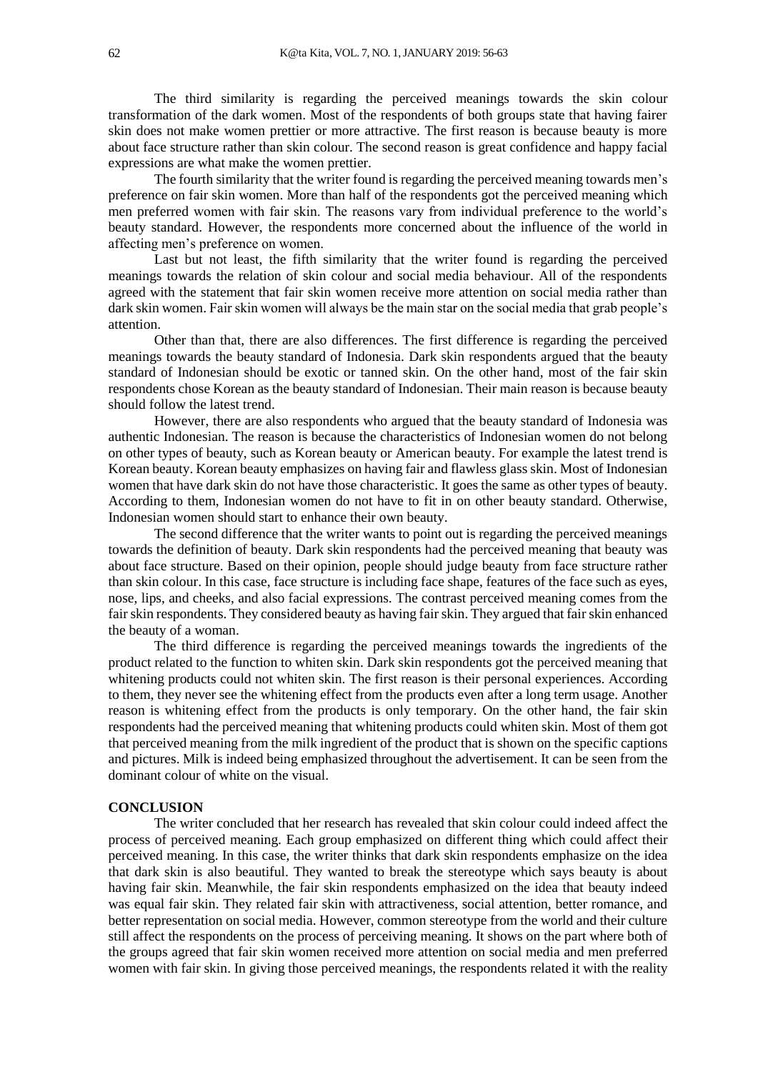The third similarity is regarding the perceived meanings towards the skin colour transformation of the dark women. Most of the respondents of both groups state that having fairer skin does not make women prettier or more attractive. The first reason is because beauty is more about face structure rather than skin colour. The second reason is great confidence and happy facial expressions are what make the women prettier.

The fourth similarity that the writer found is regarding the perceived meaning towards men's preference on fair skin women. More than half of the respondents got the perceived meaning which men preferred women with fair skin. The reasons vary from individual preference to the world's beauty standard. However, the respondents more concerned about the influence of the world in affecting men's preference on women.

Last but not least, the fifth similarity that the writer found is regarding the perceived meanings towards the relation of skin colour and social media behaviour. All of the respondents agreed with the statement that fair skin women receive more attention on social media rather than dark skin women. Fair skin women will always be the main star on the social media that grab people's attention.

Other than that, there are also differences. The first difference is regarding the perceived meanings towards the beauty standard of Indonesia. Dark skin respondents argued that the beauty standard of Indonesian should be exotic or tanned skin. On the other hand, most of the fair skin respondents chose Korean as the beauty standard of Indonesian. Their main reason is because beauty should follow the latest trend.

However, there are also respondents who argued that the beauty standard of Indonesia was authentic Indonesian. The reason is because the characteristics of Indonesian women do not belong on other types of beauty, such as Korean beauty or American beauty. For example the latest trend is Korean beauty. Korean beauty emphasizes on having fair and flawless glass skin. Most of Indonesian women that have dark skin do not have those characteristic. It goes the same as other types of beauty. According to them, Indonesian women do not have to fit in on other beauty standard. Otherwise, Indonesian women should start to enhance their own beauty.

The second difference that the writer wants to point out is regarding the perceived meanings towards the definition of beauty. Dark skin respondents had the perceived meaning that beauty was about face structure. Based on their opinion, people should judge beauty from face structure rather than skin colour. In this case, face structure is including face shape, features of the face such as eyes, nose, lips, and cheeks, and also facial expressions. The contrast perceived meaning comes from the fair skin respondents. They considered beauty as having fair skin. They argued that fair skin enhanced the beauty of a woman.

The third difference is regarding the perceived meanings towards the ingredients of the product related to the function to whiten skin. Dark skin respondents got the perceived meaning that whitening products could not whiten skin. The first reason is their personal experiences. According to them, they never see the whitening effect from the products even after a long term usage. Another reason is whitening effect from the products is only temporary. On the other hand, the fair skin respondents had the perceived meaning that whitening products could whiten skin. Most of them got that perceived meaning from the milk ingredient of the product that is shown on the specific captions and pictures. Milk is indeed being emphasized throughout the advertisement. It can be seen from the dominant colour of white on the visual.

## CONCLUSION

The writer concluded that her research has revealed that skin colour could indeed affect the process of perceived meaning. Each group emphasized on different thing which could affect their perceived meaning. In this case, the writer thinks that dark skin respondents emphasize on the idea that dark skin is also beautiful. They wanted to break the stereotype which says beauty is about having fair skin. Meanwhile, the fair skin respondents emphasized on the idea that beauty indeed was equal fair skin. They related fair skin with attractiveness, social attention, better romance, and better representation on social media. However, common stereotype from the world and their culture still affect the respondents on the process of perceiving meaning. It shows on the part where both of the groups agreed that fair skin women received more attention on social media and men preferred women with fair skin. In giving those perceived meanings, the respondents related it with the reality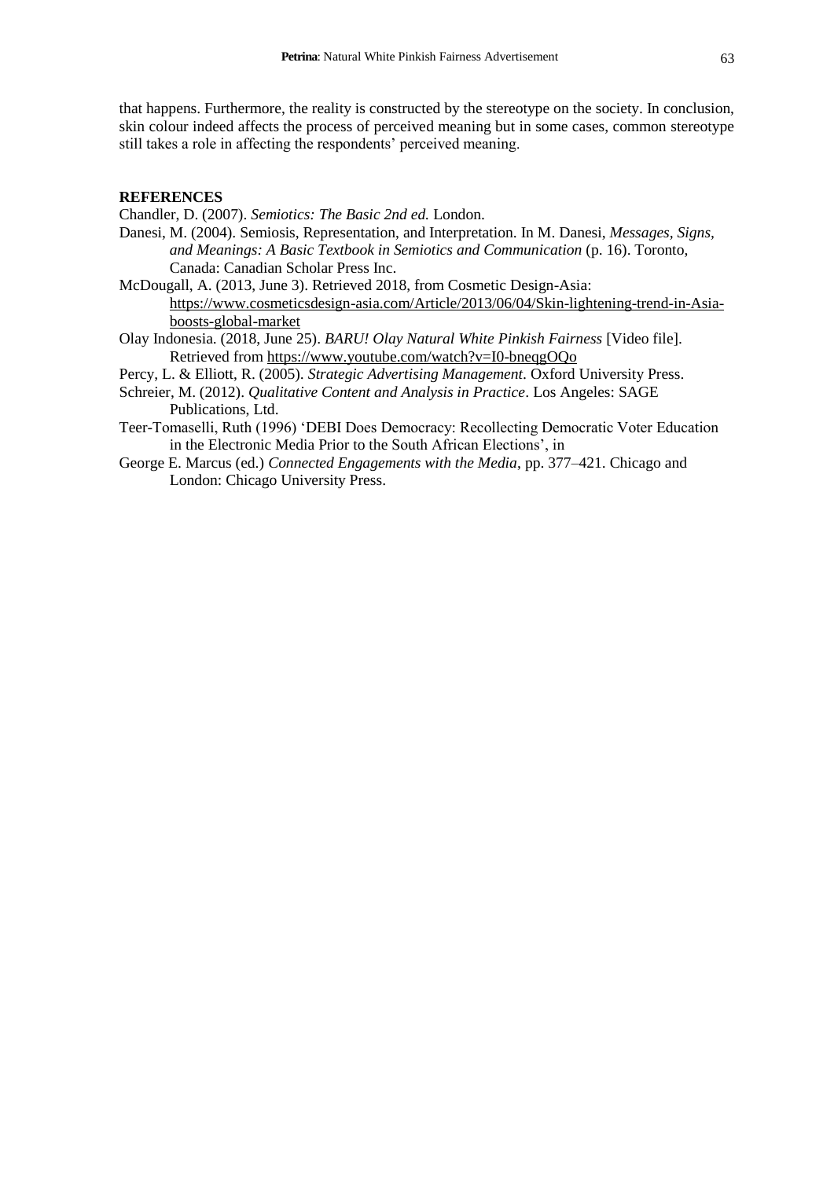that happens. Furthermore, the reality is constructed by the stereotype on the society. In conclusion, skin colour indeed affects the process of perceived meaning but in some cases, common stereotype still takes a role in affecting the respondents' perceived meaning.

## REFERENCES

Chandler, D. (2007). *Semiotics: The Basic 2nd ed.* London.

Danesi, M. (2004). Semiosis, Representation, and Interpretation. In M. Danesi, *Messages, Signs, and Meanings: A Basic Textbook in Semiotics and Communication* (p. 16). Toronto, Canada: Canadian Scholar Press Inc.

McDougall, A. (2013, June 3). Retrieved 2018, from Cosmetic Design-Asia: https://www.cosmeticsdesign-asia.com/Article/2013/06/04/Skin-lightening-trend-in-Asia-boosts-global-market

Olay Indonesia. (2018, June 25). *BARU! Olay Natural White Pinkish Fairness* [Video file]. Retrieved from https://www.youtube.com/watch?v=I0-bneqgOQo

Percy, L. & Elliott, R. (2005). *Strategic Advertising Management*. Oxford University Press.

Schreier, M. (2012). *Qualitative Content and Analysis in Practice*. Los Angeles: SAGE Publications, Ltd.

Teer-Tomaselli, Ruth (1996) 'DEBI Does Democracy: Recollecting Democratic Voter Education in the Electronic Media Prior to the South African Elections', in

George E. Marcus (ed.) *Connected Engagements with the Media*, pp. 377–421. Chicago and London: Chicago University Press.